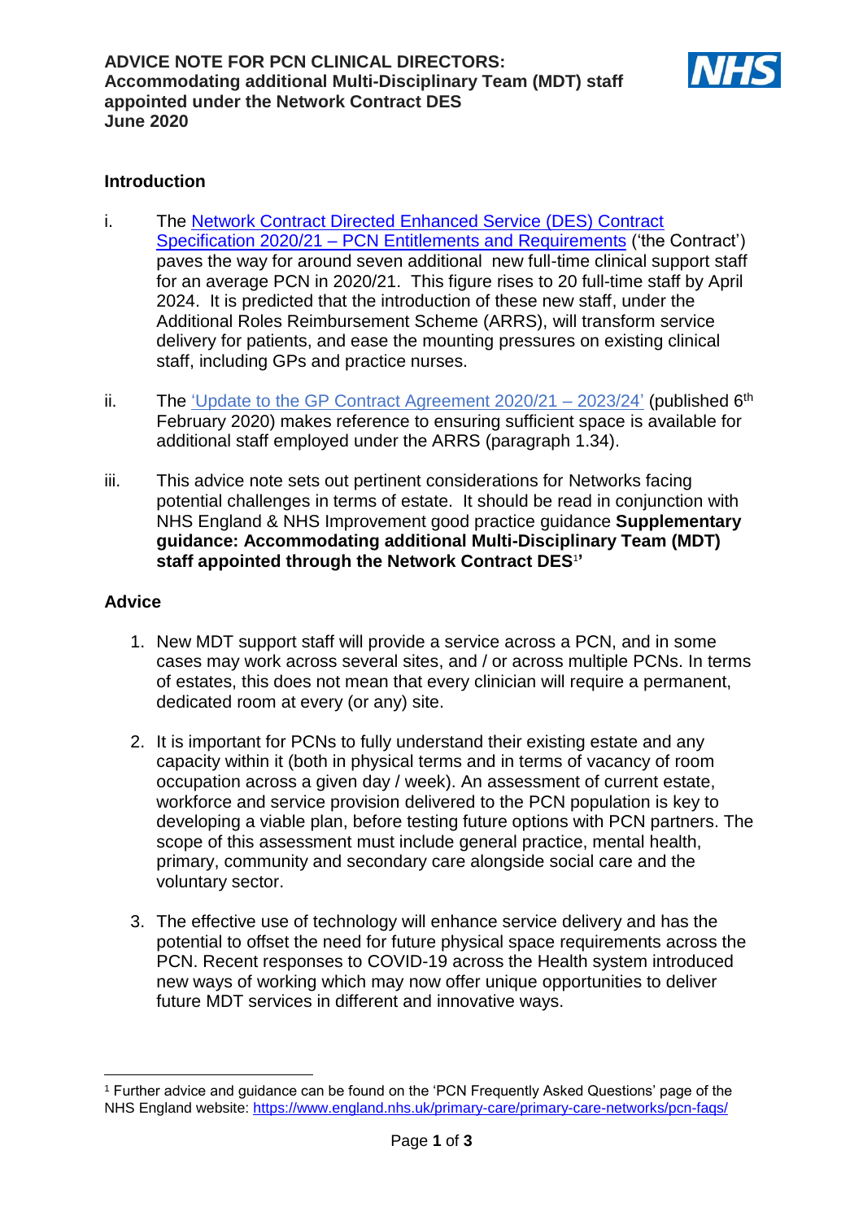# ADVICE NOTE FOR PCN CLINICAL DIRECTORS: Accommodating additional Multi-Disciplinary Team (MDT) staff appointed under the Network Contract DES June 2020

## Introduction

i. The [Network Contract Directed Enhanced Service (DES) Contract Specification 2020/21 – PCN Entitlements and Requirements](#) ('the Contract') paves the way for around seven additional new full-time clinical support staff for an average PCN in 2020/21. This figure rises to 20 full-time staff by April 2024. It is predicted that the introduction of these new staff, under the Additional Roles Reimbursement Scheme (ARRS), will transform service delivery for patients, and ease the mounting pressures on existing clinical staff, including GPs and practice nurses.

ii. The ['Update to the GP Contract Agreement 2020/21 – 2023/24'](#) (published 6th February 2020) makes reference to ensuring sufficient space is available for additional staff employed under the ARRS (paragraph 1.34).

iii. This advice note sets out pertinent considerations for Networks facing potential challenges in terms of estate. It should be read in conjunction with NHS England & NHS Improvement good practice guidance **Supplementary guidance: Accommodating additional Multi-Disciplinary Team (MDT) staff appointed through the Network Contract DES**[1]**'**

## Advice

1. New MDT support staff will provide a service across a PCN, and in some cases may work across several sites, and / or across multiple PCNs. In terms of estates, this does not mean that every clinician will require a permanent, dedicated room at every (or any) site.

2. It is important for PCNs to fully understand their existing estate and any capacity within it (both in physical terms and in terms of vacancy of room occupation across a given day / week). An assessment of current estate, workforce and service provision delivered to the PCN population is key to developing a viable plan, before testing future options with PCN partners. The scope of this assessment must include general practice, mental health, primary, community and secondary care alongside social care and the voluntary sector.

3. The effective use of technology will enhance service delivery and has the potential to offset the need for future physical space requirements across the PCN. Recent responses to COVID-19 across the Health system introduced new ways of working which may now offer unique opportunities to deliver future MDT services in different and innovative ways.

---

[1] Further advice and guidance can be found on the 'PCN Frequently Asked Questions' page of the NHS England website: https://www.england.nhs.uk/primary-care/primary-care-networks/pcn-faqs/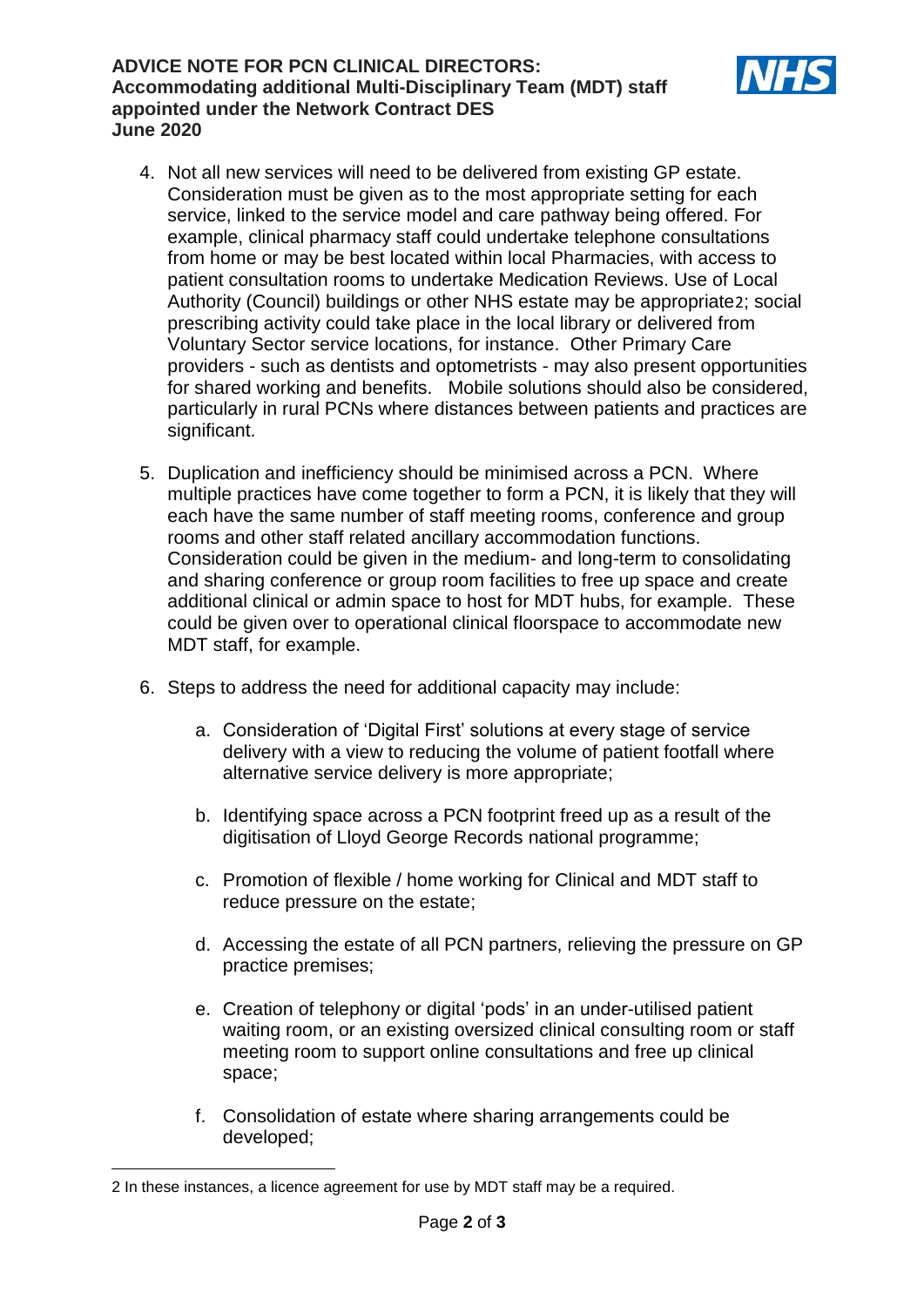4. Not all new services will need to be delivered from existing GP estate. Consideration must be given as to the most appropriate setting for each service, linked to the service model and care pathway being offered. For example, clinical pharmacy staff could undertake telephone consultations from home or may be best located within local Pharmacies, with access to patient consultation rooms to undertake Medication Reviews. Use of Local Authority (Council) buildings or other NHS estate may be appropriate[2]; social prescribing activity could take place in the local library or delivered from Voluntary Sector service locations, for instance. Other Primary Care providers - such as dentists and optometrists - may also present opportunities for shared working and benefits. Mobile solutions should also be considered, particularly in rural PCNs where distances between patients and practices are significant.

5. Duplication and inefficiency should be minimised across a PCN. Where multiple practices have come together to form a PCN, it is likely that they will each have the same number of staff meeting rooms, conference and group rooms and other staff related ancillary accommodation functions. Consideration could be given in the medium- and long-term to consolidating and sharing conference or group room facilities to free up space and create additional clinical or admin space to host for MDT hubs, for example. These could be given over to operational clinical floorspace to accommodate new MDT staff, for example.

6. Steps to address the need for additional capacity may include:

   a. Consideration of 'Digital First' solutions at every stage of service delivery with a view to reducing the volume of patient footfall where alternative service delivery is more appropriate;

   b. Identifying space across a PCN footprint freed up as a result of the digitisation of Lloyd George Records national programme;

   c. Promotion of flexible / home working for Clinical and MDT staff to reduce pressure on the estate;

   d. Accessing the estate of all PCN partners, relieving the pressure on GP practice premises;

   e. Creation of telephony or digital 'pods' in an under-utilised patient waiting room, or an existing oversized clinical consulting room or staff meeting room to support online consultations and free up clinical space;

   f. Consolidation of estate where sharing arrangements could be developed;

---

2 In these instances, a licence agreement for use by MDT staff may be a required.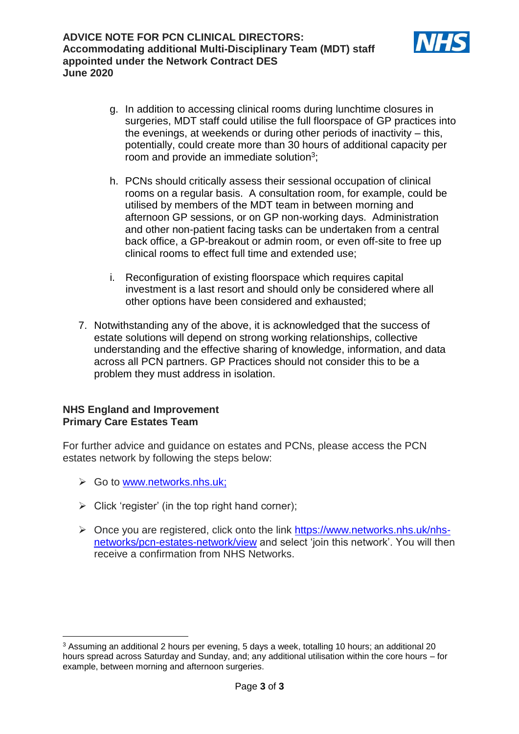g. In addition to accessing clinical rooms during lunchtime closures in surgeries, MDT staff could utilise the full floorspace of GP practices into the evenings, at weekends or during other periods of inactivity – this, potentially, could create more than 30 hours of additional capacity per room and provide an immediate solution[3];

h. PCNs should critically assess their sessional occupation of clinical rooms on a regular basis. A consultation room, for example, could be utilised by members of the MDT team in between morning and afternoon GP sessions, or on GP non-working days. Administration and other non-patient facing tasks can be undertaken from a central back office, a GP-breakout or admin room, or even off-site to free up clinical rooms to effect full time and extended use;

i. Reconfiguration of existing floorspace which requires capital investment is a last resort and should only be considered where all other options have been considered and exhausted;

7. Notwithstanding any of the above, it is acknowledged that the success of estate solutions will depend on strong working relationships, collective understanding and the effective sharing of knowledge, information, and data across all PCN partners. GP Practices should not consider this to be a problem they must address in isolation.

**NHS England and Improvement**
**Primary Care Estates Team**

For further advice and guidance on estates and PCNs, please access the PCN estates network by following the steps below:

- Go to [www.networks.nhs.uk;](http://www.networks.nhs.uk)
- Click 'register' (in the top right hand corner);
- Once you are registered, click onto the link [https://www.networks.nhs.uk/nhs-networks/pcn-estates-network/view](https://www.networks.nhs.uk/nhs-networks/pcn-estates-network/view) and select 'join this network'. You will then receive a confirmation from NHS Networks.

---

[3] Assuming an additional 2 hours per evening, 5 days a week, totalling 10 hours; an additional 20 hours spread across Saturday and Sunday, and; any additional utilisation within the core hours – for example, between morning and afternoon surgeries.